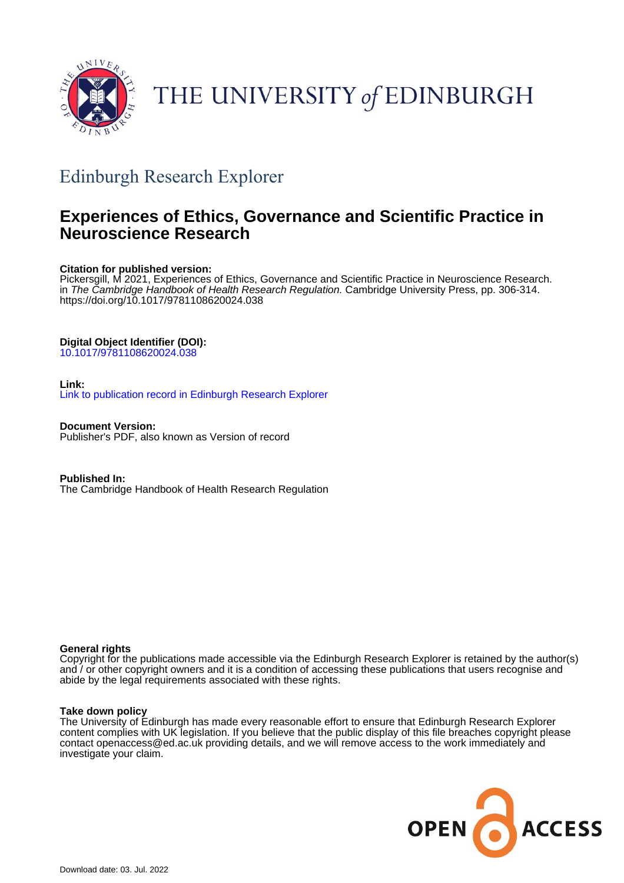THE UNIVERSITY *of* EDINBURGH

## Edinburgh Research Explorer

# Experiences of Ethics, Governance and Scientific Practice in Neuroscience Research

**Citation for published version:**
Pickersgill, M 2021, Experiences of Ethics, Governance and Scientific Practice in Neuroscience Research. in *The Cambridge Handbook of Health Research Regulation.* Cambridge University Press, pp. 306-314. https://doi.org/10.1017/9781108620024.038

**Digital Object Identifier (DOI):**
10.1017/9781108620024.038

**Link:**
Link to publication record in Edinburgh Research Explorer

**Document Version:**
Publisher's PDF, also known as Version of record

**Published In:**
The Cambridge Handbook of Health Research Regulation

**General rights**
Copyright for the publications made accessible via the Edinburgh Research Explorer is retained by the author(s) and / or other copyright owners and it is a condition of accessing these publications that users recognise and abide by the legal requirements associated with these rights.

**Take down policy**
The University of Edinburgh has made every reasonable effort to ensure that Edinburgh Research Explorer content complies with UK legislation. If you believe that the public display of this file breaches copyright please contact openaccess@ed.ac.uk providing details, and we will remove access to the work immediately and investigate your claim.

OPEN ACCESS

Download date: 03. Jul. 2022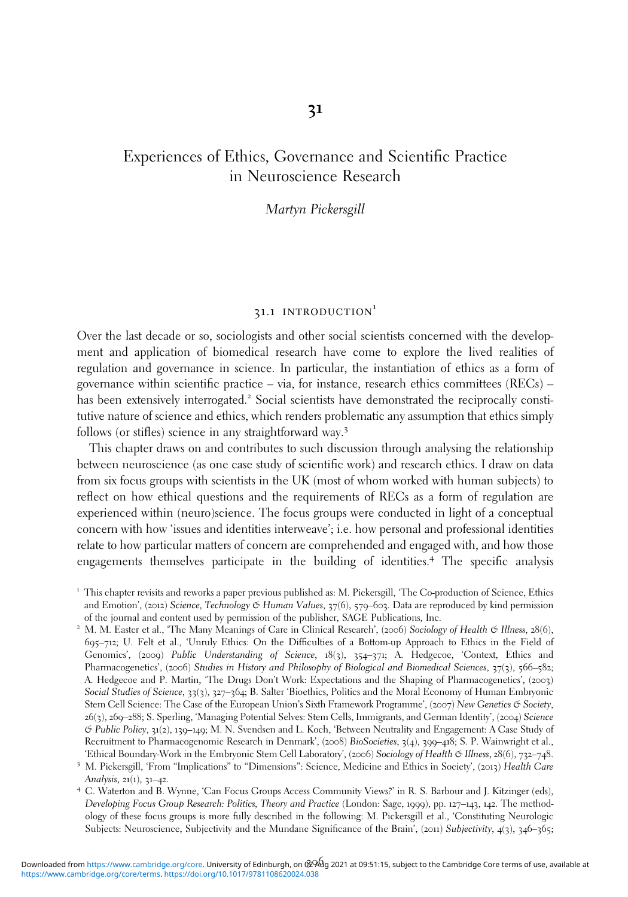# 31

## Experiences of Ethics, Governance and Scientific Practice in Neuroscience Research

*Martyn Pickersgill*

### 31.1 INTRODUCTION[1]

Over the last decade or so, sociologists and other social scientists concerned with the development and application of biomedical research have come to explore the lived realities of regulation and governance in science. In particular, the instantiation of ethics as a form of governance within scientific practice – via, for instance, research ethics committees (RECs) – has been extensively interrogated.[2] Social scientists have demonstrated the reciprocally constitutive nature of science and ethics, which renders problematic any assumption that ethics simply follows (or stifles) science in any straightforward way.[3]

This chapter draws on and contributes to such discussion through analysing the relationship between neuroscience (as one case study of scientific work) and research ethics. I draw on data from six focus groups with scientists in the UK (most of whom worked with human subjects) to reflect on how ethical questions and the requirements of RECs as a form of regulation are experienced within (neuro)science. The focus groups were conducted in light of a conceptual concern with how 'issues and identities interweave'; i.e. how personal and professional identities relate to how particular matters of concern are comprehended and engaged with, and how those engagements themselves participate in the building of identities.[4] The specific analysis

[1] This chapter revisits and reworks a paper previous published as: M. Pickersgill, 'The Co-production of Science, Ethics and Emotion', (2012) *Science, Technology & Human Values*, 37(6), 579–603. Data are reproduced by kind permission of the journal and content used by permission of the publisher, SAGE Publications, Inc.

[2] M. M. Easter et al., 'The Many Meanings of Care in Clinical Research', (2006) *Sociology of Health & Illness*, 28(6), 695–712; U. Felt et al., 'Unruly Ethics: On the Difficulties of a Bottom-up Approach to Ethics in the Field of Genomics', (2009) *Public Understanding of Science*, 18(3), 354–371; A. Hedgecoe, 'Context, Ethics and Pharmacogenetics', (2006) *Studies in History and Philosophy of Biological and Biomedical Sciences*, 37(3), 566–582; A. Hedgecoe and P. Martin, 'The Drugs Don't Work: Expectations and the Shaping of Pharmacogenetics', (2003) *Social Studies of Science*, 33(3), 327–364; B. Salter 'Bioethics, Politics and the Moral Economy of Human Embryonic Stem Cell Science: The Case of the European Union's Sixth Framework Programme', (2007) *New Genetics & Society*, 26(3), 269–288; S. Sperling, 'Managing Potential Selves: Stem Cells, Immigrants, and German Identity', (2004) *Science & Public Policy*, 31(2), 139–149; M. N. Svendsen and L. Koch, 'Between Neutrality and Engagement: A Case Study of Recruitment to Pharmacogenomic Research in Denmark', (2008) *BioSocieties*, 3(4), 399–418; S. P. Wainwright et al., 'Ethical Boundary-Work in the Embryonic Stem Cell Laboratory', (2006) *Sociology of Health & Illness*, 28(6), 732–748.

[3] M. Pickersgill, 'From "Implications" to "Dimensions": Science, Medicine and Ethics in Society', (2013) *Health Care Analysis*, 21(1), 31–42.

[4] C. Waterton and B. Wynne, 'Can Focus Groups Access Community Views?' in R. S. Barbour and J. Kitzinger (eds), *Developing Focus Group Research: Politics, Theory and Practice* (London: Sage, 1999), pp. 127–143, 142. The methodology of these focus groups is more fully described in the following: M. Pickersgill et al., 'Constituting Neurologic Subjects: Neuroscience, Subjectivity and the Mundane Significance of the Brain', (2011) *Subjectivity*, 4(3), 346–365;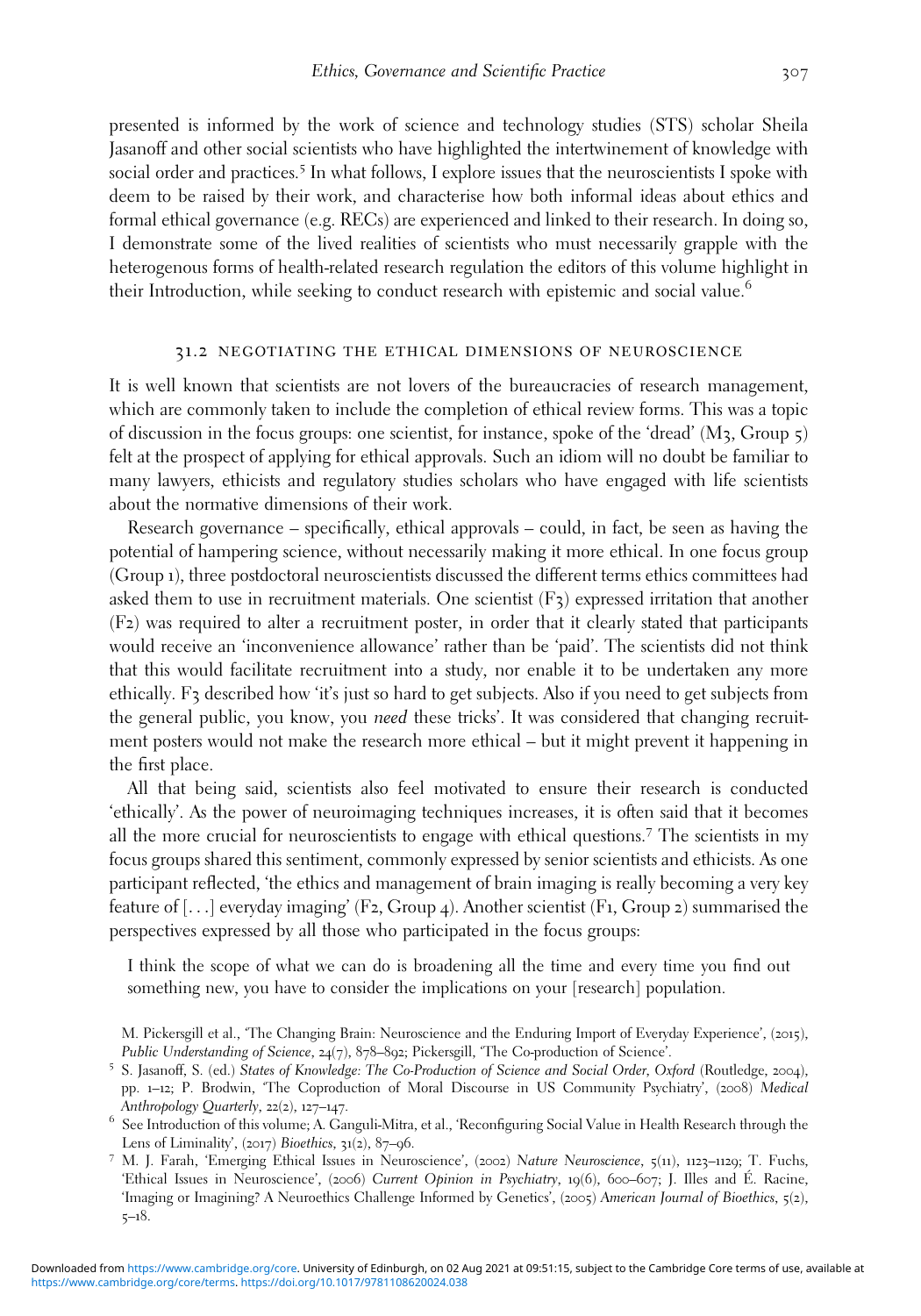presented is informed by the work of science and technology studies (STS) scholar Sheila Jasanoff and other social scientists who have highlighted the intertwinement of knowledge with social order and practices.[5] In what follows, I explore issues that the neuroscientists I spoke with deem to be raised by their work, and characterise how both informal ideas about ethics and formal ethical governance (e.g. RECs) are experienced and linked to their research. In doing so, I demonstrate some of the lived realities of scientists who must necessarily grapple with the heterogenous forms of health-related research regulation the editors of this volume highlight in their Introduction, while seeking to conduct research with epistemic and social value.[6]

## 31.2 NEGOTIATING THE ETHICAL DIMENSIONS OF NEUROSCIENCE

It is well known that scientists are not lovers of the bureaucracies of research management, which are commonly taken to include the completion of ethical review forms. This was a topic of discussion in the focus groups: one scientist, for instance, spoke of the 'dread' (M3, Group 5) felt at the prospect of applying for ethical approvals. Such an idiom will no doubt be familiar to many lawyers, ethicists and regulatory studies scholars who have engaged with life scientists about the normative dimensions of their work.

Research governance – specifically, ethical approvals – could, in fact, be seen as having the potential of hampering science, without necessarily making it more ethical. In one focus group (Group 1), three postdoctoral neuroscientists discussed the different terms ethics committees had asked them to use in recruitment materials. One scientist (F3) expressed irritation that another (F2) was required to alter a recruitment poster, in order that it clearly stated that participants would receive an 'inconvenience allowance' rather than be 'paid'. The scientists did not think that this would facilitate recruitment into a study, nor enable it to be undertaken any more ethically. F3 described how 'it's just so hard to get subjects. Also if you need to get subjects from the general public, you know, you *need* these tricks'. It was considered that changing recruitment posters would not make the research more ethical – but it might prevent it happening in the first place.

All that being said, scientists also feel motivated to ensure their research is conducted 'ethically'. As the power of neuroimaging techniques increases, it is often said that it becomes all the more crucial for neuroscientists to engage with ethical questions.[7] The scientists in my focus groups shared this sentiment, commonly expressed by senior scientists and ethicists. As one participant reflected, 'the ethics and management of brain imaging is really becoming a very key feature of [. . .] everyday imaging' (F2, Group 4). Another scientist (F1, Group 2) summarised the perspectives expressed by all those who participated in the focus groups:

> I think the scope of what we can do is broadening all the time and every time you find out something new, you have to consider the implications on your [research] population.

M. Pickersgill et al., 'The Changing Brain: Neuroscience and the Enduring Import of Everyday Experience', (2015), *Public Understanding of Science*, 24(7), 878–892; Pickersgill, 'The Co-production of Science'.

[5] S. Jasanoff, S. (ed.) *States of Knowledge: The Co-Production of Science and Social Order, Oxford* (Routledge, 2004), pp. 1–12; P. Brodwin, 'The Coproduction of Moral Discourse in US Community Psychiatry', (2008) *Medical Anthropology Quarterly*, 22(2), 127–147.

[6] See Introduction of this volume; A. Ganguli-Mitra, et al., 'Reconfiguring Social Value in Health Research through the Lens of Liminality', (2017) *Bioethics*, 31(2), 87–96.

[7] M. J. Farah, 'Emerging Ethical Issues in Neuroscience', (2002) *Nature Neuroscience*, 5(11), 1123–1129; T. Fuchs, 'Ethical Issues in Neuroscience', (2006) *Current Opinion in Psychiatry*, 19(6), 600–607; J. Illes and É. Racine, 'Imaging or Imagining? A Neuroethics Challenge Informed by Genetics', (2005) *American Journal of Bioethics*, 5(2), 5–18.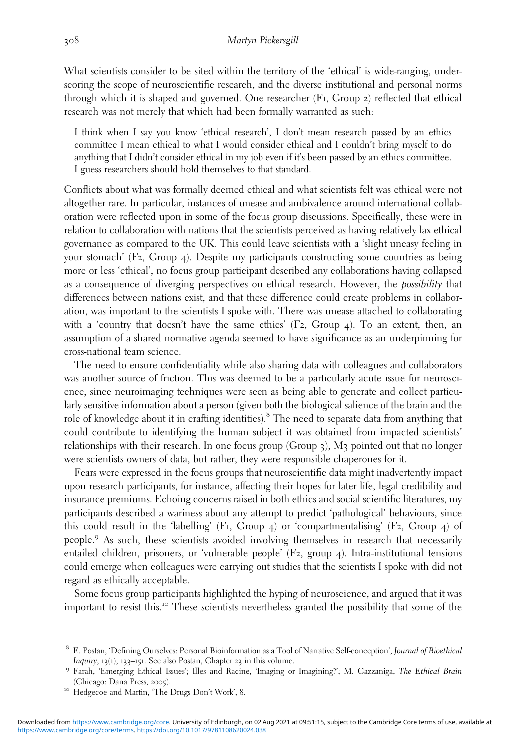What scientists consider to be sited within the territory of the 'ethical' is wide-ranging, underscoring the scope of neuroscientific research, and the diverse institutional and personal norms through which it is shaped and governed. One researcher (F1, Group 2) reflected that ethical research was not merely that which had been formally warranted as such:

> I think when I say you know 'ethical research', I don't mean research passed by an ethics committee I mean ethical to what I would consider ethical and I couldn't bring myself to do anything that I didn't consider ethical in my job even if it's been passed by an ethics committee. I guess researchers should hold themselves to that standard.

Conflicts about what was formally deemed ethical and what scientists felt was ethical were not altogether rare. In particular, instances of unease and ambivalence around international collaboration were reflected upon in some of the focus group discussions. Specifically, these were in relation to collaboration with nations that the scientists perceived as having relatively lax ethical governance as compared to the UK. This could leave scientists with a 'slight uneasy feeling in your stomach' (F2, Group 4). Despite my participants constructing some countries as being more or less 'ethical', no focus group participant described any collaborations having collapsed as a consequence of diverging perspectives on ethical research. However, the *possibility* that differences between nations exist, and that these difference could create problems in collaboration, was important to the scientists I spoke with. There was unease attached to collaborating with a 'country that doesn't have the same ethics' (F2, Group 4). To an extent, then, an assumption of a shared normative agenda seemed to have significance as an underpinning for cross-national team science.

The need to ensure confidentiality while also sharing data with colleagues and collaborators was another source of friction. This was deemed to be a particularly acute issue for neuroscience, since neuroimaging techniques were seen as being able to generate and collect particularly sensitive information about a person (given both the biological salience of the brain and the role of knowledge about it in crafting identities).[8] The need to separate data from anything that could contribute to identifying the human subject it was obtained from impacted scientists' relationships with their research. In one focus group (Group 3), M3 pointed out that no longer were scientists owners of data, but rather, they were responsible chaperones for it.

Fears were expressed in the focus groups that neuroscientific data might inadvertently impact upon research participants, for instance, affecting their hopes for later life, legal credibility and insurance premiums. Echoing concerns raised in both ethics and social scientific literatures, my participants described a wariness about any attempt to predict 'pathological' behaviours, since this could result in the 'labelling' (F1, Group 4) or 'compartmentalising' (F2, Group 4) of people.[9] As such, these scientists avoided involving themselves in research that necessarily entailed children, prisoners, or 'vulnerable people' (F2, group 4). Intra-institutional tensions could emerge when colleagues were carrying out studies that the scientists I spoke with did not regard as ethically acceptable.

Some focus group participants highlighted the hyping of neuroscience, and argued that it was important to resist this.[10] These scientists nevertheless granted the possibility that some of the

---

[8] E. Postan, 'Defining Ourselves: Personal Bioinformation as a Tool of Narrative Self-conception', *Journal of Bioethical Inquiry*, 13(1), 133–151. See also Postan, Chapter 23 in this volume.

[9] Farah, 'Emerging Ethical Issues'; Illes and Racine, 'Imaging or Imagining?'; M. Gazzaniga, *The Ethical Brain* (Chicago: Dana Press, 2005).

[10] Hedgecoe and Martin, 'The Drugs Don't Work', 8.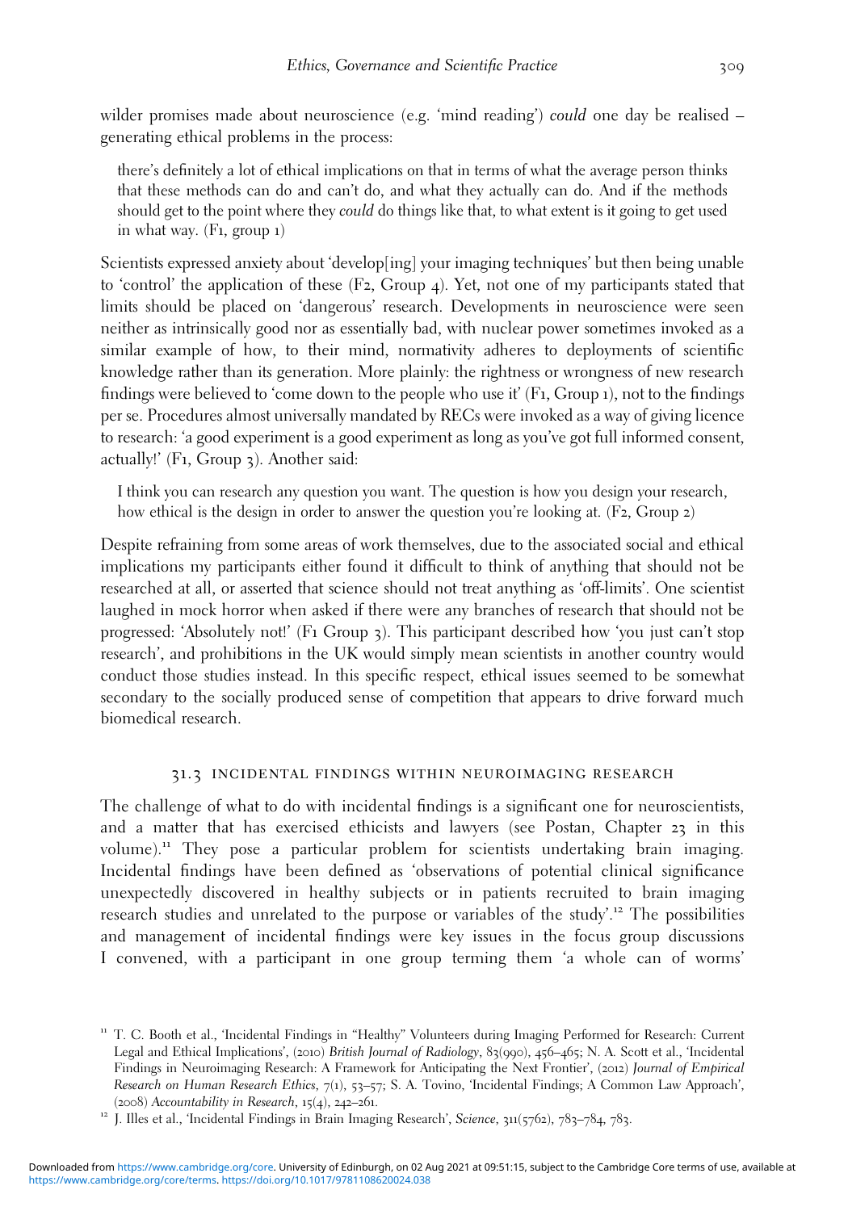wilder promises made about neuroscience (e.g. 'mind reading') *could* one day be realised – generating ethical problems in the process:

> there's definitely a lot of ethical implications on that in terms of what the average person thinks that these methods can do and can't do, and what they actually can do. And if the methods should get to the point where they *could* do things like that, to what extent is it going to get used in what way. (F1, group 1)

Scientists expressed anxiety about 'develop[ing] your imaging techniques' but then being unable to 'control' the application of these (F2, Group 4). Yet, not one of my participants stated that limits should be placed on 'dangerous' research. Developments in neuroscience were seen neither as intrinsically good nor as essentially bad, with nuclear power sometimes invoked as a similar example of how, to their mind, normativity adheres to deployments of scientific knowledge rather than its generation. More plainly: the rightness or wrongness of new research findings were believed to 'come down to the people who use it' (F1, Group 1), not to the findings per se. Procedures almost universally mandated by RECs were invoked as a way of giving licence to research: 'a good experiment is a good experiment as long as you've got full informed consent, actually!' (F1, Group 3). Another said:

> I think you can research any question you want. The question is how you design your research, how ethical is the design in order to answer the question you're looking at. (F2, Group 2)

Despite refraining from some areas of work themselves, due to the associated social and ethical implications my participants either found it difficult to think of anything that should not be researched at all, or asserted that science should not treat anything as 'off-limits'. One scientist laughed in mock horror when asked if there were any branches of research that should not be progressed: 'Absolutely not!' (F1 Group 3). This participant described how 'you just can't stop research', and prohibitions in the UK would simply mean scientists in another country would conduct those studies instead. In this specific respect, ethical issues seemed to be somewhat secondary to the socially produced sense of competition that appears to drive forward much biomedical research.

## 31.3 INCIDENTAL FINDINGS WITHIN NEUROIMAGING RESEARCH

The challenge of what to do with incidental findings is a significant one for neuroscientists, and a matter that has exercised ethicists and lawyers (see Postan, Chapter 23 in this volume).[11] They pose a particular problem for scientists undertaking brain imaging. Incidental findings have been defined as 'observations of potential clinical significance unexpectedly discovered in healthy subjects or in patients recruited to brain imaging research studies and unrelated to the purpose or variables of the study'.[12] The possibilities and management of incidental findings were key issues in the focus group discussions I convened, with a participant in one group terming them 'a whole can of worms'

---

[11] T. C. Booth et al., 'Incidental Findings in "Healthy" Volunteers during Imaging Performed for Research: Current Legal and Ethical Implications', (2010) *British Journal of Radiology*, 83(990), 456–465; N. A. Scott et al., 'Incidental Findings in Neuroimaging Research: A Framework for Anticipating the Next Frontier', (2012) *Journal of Empirical Research on Human Research Ethics*, 7(1), 53–57; S. A. Tovino, 'Incidental Findings; A Common Law Approach', (2008) *Accountability in Research*, 15(4), 242–261.

[12] J. Illes et al., 'Incidental Findings in Brain Imaging Research', *Science*, 311(5762), 783–784, 783.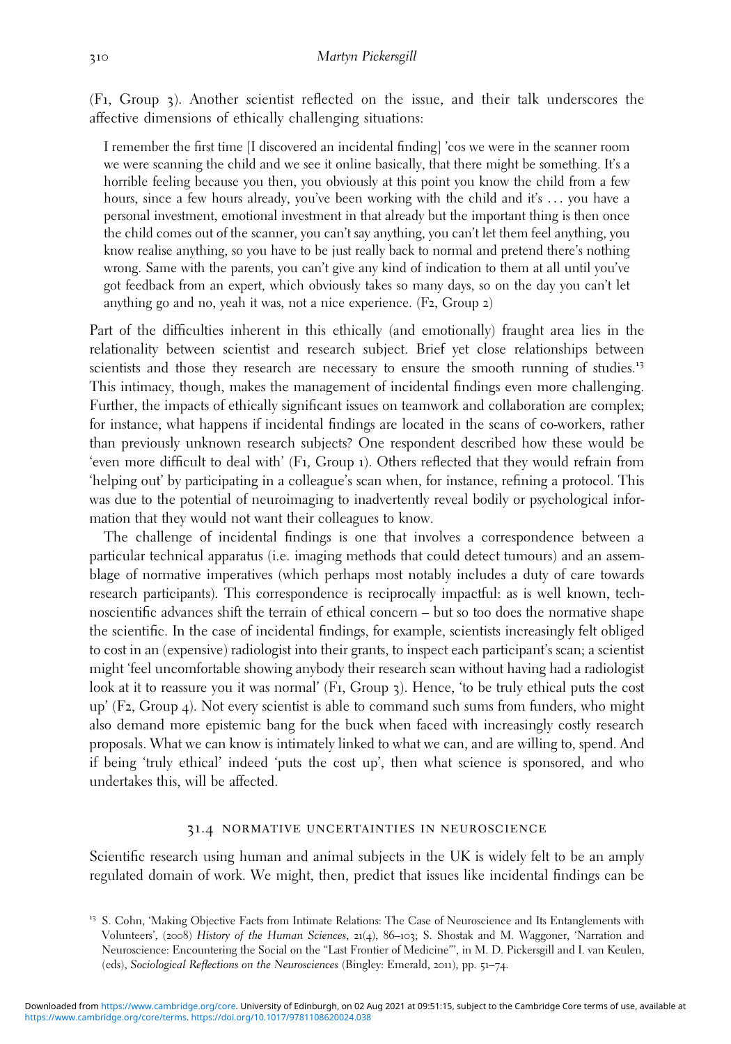(F1, Group 3). Another scientist reflected on the issue, and their talk underscores the affective dimensions of ethically challenging situations:

> I remember the first time [I discovered an incidental finding] 'cos we were in the scanner room we were scanning the child and we see it online basically, that there might be something. It's a horrible feeling because you then, you obviously at this point you know the child from a few hours, since a few hours already, you've been working with the child and it's … you have a personal investment, emotional investment in that already but the important thing is then once the child comes out of the scanner, you can't say anything, you can't let them feel anything, you know realise anything, so you have to be just really back to normal and pretend there's nothing wrong. Same with the parents, you can't give any kind of indication to them at all until you've got feedback from an expert, which obviously takes so many days, so on the day you can't let anything go and no, yeah it was, not a nice experience. (F2, Group 2)

Part of the difficulties inherent in this ethically (and emotionally) fraught area lies in the relationality between scientist and research subject. Brief yet close relationships between scientists and those they research are necessary to ensure the smooth running of studies.[13] This intimacy, though, makes the management of incidental findings even more challenging. Further, the impacts of ethically significant issues on teamwork and collaboration are complex; for instance, what happens if incidental findings are located in the scans of co-workers, rather than previously unknown research subjects? One respondent described how these would be 'even more difficult to deal with' (F1, Group 1). Others reflected that they would refrain from 'helping out' by participating in a colleague's scan when, for instance, refining a protocol. This was due to the potential of neuroimaging to inadvertently reveal bodily or psychological information that they would not want their colleagues to know.

The challenge of incidental findings is one that involves a correspondence between a particular technical apparatus (i.e. imaging methods that could detect tumours) and an assemblage of normative imperatives (which perhaps most notably includes a duty of care towards research participants). This correspondence is reciprocally impactful: as is well known, technoscientific advances shift the terrain of ethical concern – but so too does the normative shape the scientific. In the case of incidental findings, for example, scientists increasingly felt obliged to cost in an (expensive) radiologist into their grants, to inspect each participant's scan; a scientist might 'feel uncomfortable showing anybody their research scan without having had a radiologist look at it to reassure you it was normal' (F1, Group 3). Hence, 'to be truly ethical puts the cost up' (F2, Group 4). Not every scientist is able to command such sums from funders, who might also demand more epistemic bang for the buck when faced with increasingly costly research proposals. What we can know is intimately linked to what we can, and are willing to, spend. And if being 'truly ethical' indeed 'puts the cost up', then what science is sponsored, and who undertakes this, will be affected.

## 31.4 Normative Uncertainties in Neuroscience

Scientific research using human and animal subjects in the UK is widely felt to be an amply regulated domain of work. We might, then, predict that issues like incidental findings can be

[13] S. Cohn, 'Making Objective Facts from Intimate Relations: The Case of Neuroscience and Its Entanglements with Volunteers', (2008) *History of the Human Sciences*, 21(4), 86–103; S. Shostak and M. Waggoner, 'Narration and Neuroscience: Encountering the Social on the "Last Frontier of Medicine"', in M. D. Pickersgill and I. van Keulen, (eds), *Sociological Reflections on the Neurosciences* (Bingley: Emerald, 2011), pp. 51–74.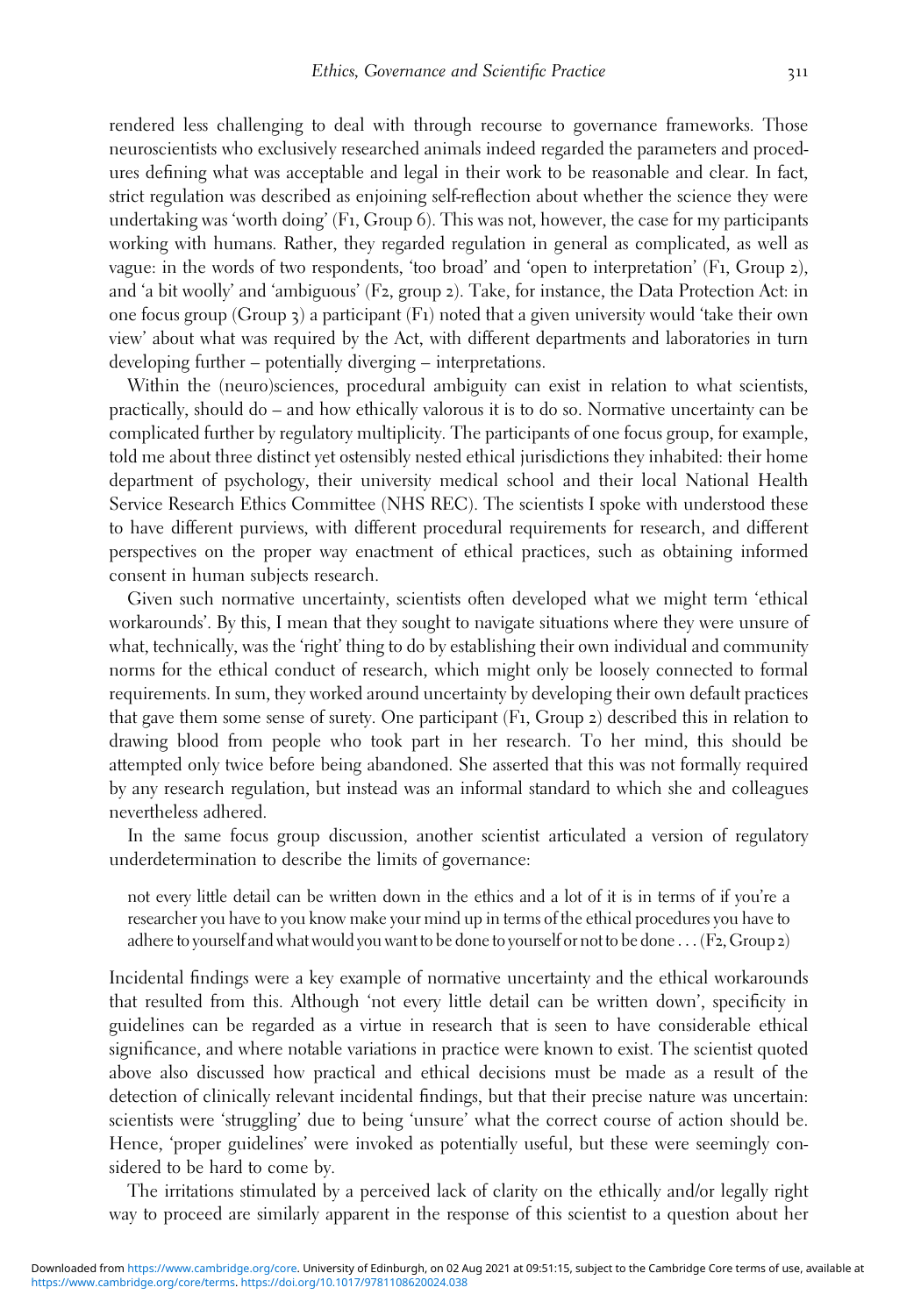rendered less challenging to deal with through recourse to governance frameworks. Those neuroscientists who exclusively researched animals indeed regarded the parameters and procedures defining what was acceptable and legal in their work to be reasonable and clear. In fact, strict regulation was described as enjoining self-reflection about whether the science they were undertaking was 'worth doing' (F1, Group 6). This was not, however, the case for my participants working with humans. Rather, they regarded regulation in general as complicated, as well as vague: in the words of two respondents, 'too broad' and 'open to interpretation' (F1, Group 2), and 'a bit woolly' and 'ambiguous' (F2, group 2). Take, for instance, the Data Protection Act: in one focus group (Group 3) a participant (F1) noted that a given university would 'take their own view' about what was required by the Act, with different departments and laboratories in turn developing further – potentially diverging – interpretations.

Within the (neuro)sciences, procedural ambiguity can exist in relation to what scientists, practically, should do – and how ethically valorous it is to do so. Normative uncertainty can be complicated further by regulatory multiplicity. The participants of one focus group, for example, told me about three distinct yet ostensibly nested ethical jurisdictions they inhabited: their home department of psychology, their university medical school and their local National Health Service Research Ethics Committee (NHS REC). The scientists I spoke with understood these to have different purviews, with different procedural requirements for research, and different perspectives on the proper way enactment of ethical practices, such as obtaining informed consent in human subjects research.

Given such normative uncertainty, scientists often developed what we might term 'ethical workarounds'. By this, I mean that they sought to navigate situations where they were unsure of what, technically, was the 'right' thing to do by establishing their own individual and community norms for the ethical conduct of research, which might only be loosely connected to formal requirements. In sum, they worked around uncertainty by developing their own default practices that gave them some sense of surety. One participant (F1, Group 2) described this in relation to drawing blood from people who took part in her research. To her mind, this should be attempted only twice before being abandoned. She asserted that this was not formally required by any research regulation, but instead was an informal standard to which she and colleagues nevertheless adhered.

In the same focus group discussion, another scientist articulated a version of regulatory underdetermination to describe the limits of governance:

> not every little detail can be written down in the ethics and a lot of it is in terms of if you're a researcher you have to you know make your mind up in terms of the ethical procedures you have to adhere to yourself and what would you want to be done to yourself or not to be done . . . (F2, Group 2)

Incidental findings were a key example of normative uncertainty and the ethical workarounds that resulted from this. Although 'not every little detail can be written down', specificity in guidelines can be regarded as a virtue in research that is seen to have considerable ethical significance, and where notable variations in practice were known to exist. The scientist quoted above also discussed how practical and ethical decisions must be made as a result of the detection of clinically relevant incidental findings, but that their precise nature was uncertain: scientists were 'struggling' due to being 'unsure' what the correct course of action should be. Hence, 'proper guidelines' were invoked as potentially useful, but these were seemingly considered to be hard to come by.

The irritations stimulated by a perceived lack of clarity on the ethically and/or legally right way to proceed are similarly apparent in the response of this scientist to a question about her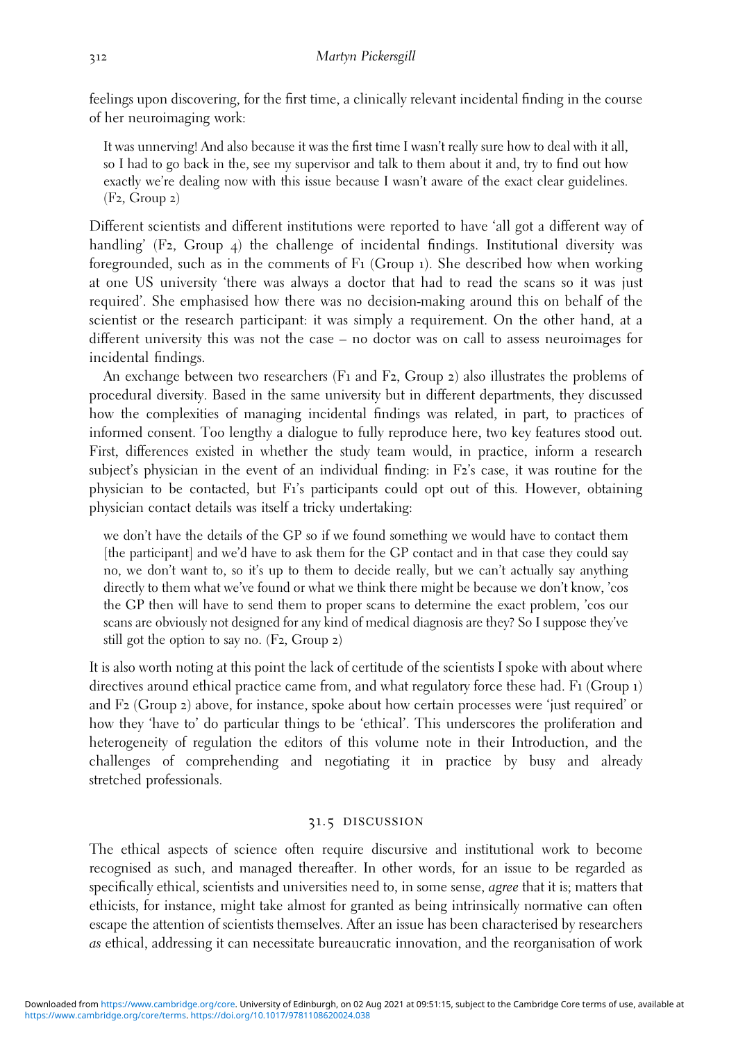feelings upon discovering, for the first time, a clinically relevant incidental finding in the course of her neuroimaging work:

> It was unnerving! And also because it was the first time I wasn't really sure how to deal with it all, so I had to go back in the, see my supervisor and talk to them about it and, try to find out how exactly we're dealing now with this issue because I wasn't aware of the exact clear guidelines. (F2, Group 2)

Different scientists and different institutions were reported to have 'all got a different way of handling' (F2, Group 4) the challenge of incidental findings. Institutional diversity was foregrounded, such as in the comments of F1 (Group 1). She described how when working at one US university 'there was always a doctor that had to read the scans so it was just required'. She emphasised how there was no decision-making around this on behalf of the scientist or the research participant: it was simply a requirement. On the other hand, at a different university this was not the case – no doctor was on call to assess neuroimages for incidental findings.

An exchange between two researchers (F1 and F2, Group 2) also illustrates the problems of procedural diversity. Based in the same university but in different departments, they discussed how the complexities of managing incidental findings was related, in part, to practices of informed consent. Too lengthy a dialogue to fully reproduce here, two key features stood out. First, differences existed in whether the study team would, in practice, inform a research subject's physician in the event of an individual finding: in F2's case, it was routine for the physician to be contacted, but F1's participants could opt out of this. However, obtaining physician contact details was itself a tricky undertaking:

> we don't have the details of the GP so if we found something we would have to contact them [the participant] and we'd have to ask them for the GP contact and in that case they could say no, we don't want to, so it's up to them to decide really, but we can't actually say anything directly to them what we've found or what we think there might be because we don't know, 'cos the GP then will have to send them to proper scans to determine the exact problem, 'cos our scans are obviously not designed for any kind of medical diagnosis are they? So I suppose they've still got the option to say no. (F2, Group 2)

It is also worth noting at this point the lack of certitude of the scientists I spoke with about where directives around ethical practice came from, and what regulatory force these had. F1 (Group 1) and F2 (Group 2) above, for instance, spoke about how certain processes were 'just required' or how they 'have to' do particular things to be 'ethical'. This underscores the proliferation and heterogeneity of regulation the editors of this volume note in their Introduction, and the challenges of comprehending and negotiating it in practice by busy and already stretched professionals.

## 31.5 DISCUSSION

The ethical aspects of science often require discursive and institutional work to become recognised as such, and managed thereafter. In other words, for an issue to be regarded as specifically ethical, scientists and universities need to, in some sense, *agree* that it is; matters that ethicists, for instance, might take almost for granted as being intrinsically normative can often escape the attention of scientists themselves. After an issue has been characterised by researchers *as* ethical, addressing it can necessitate bureaucratic innovation, and the reorganisation of work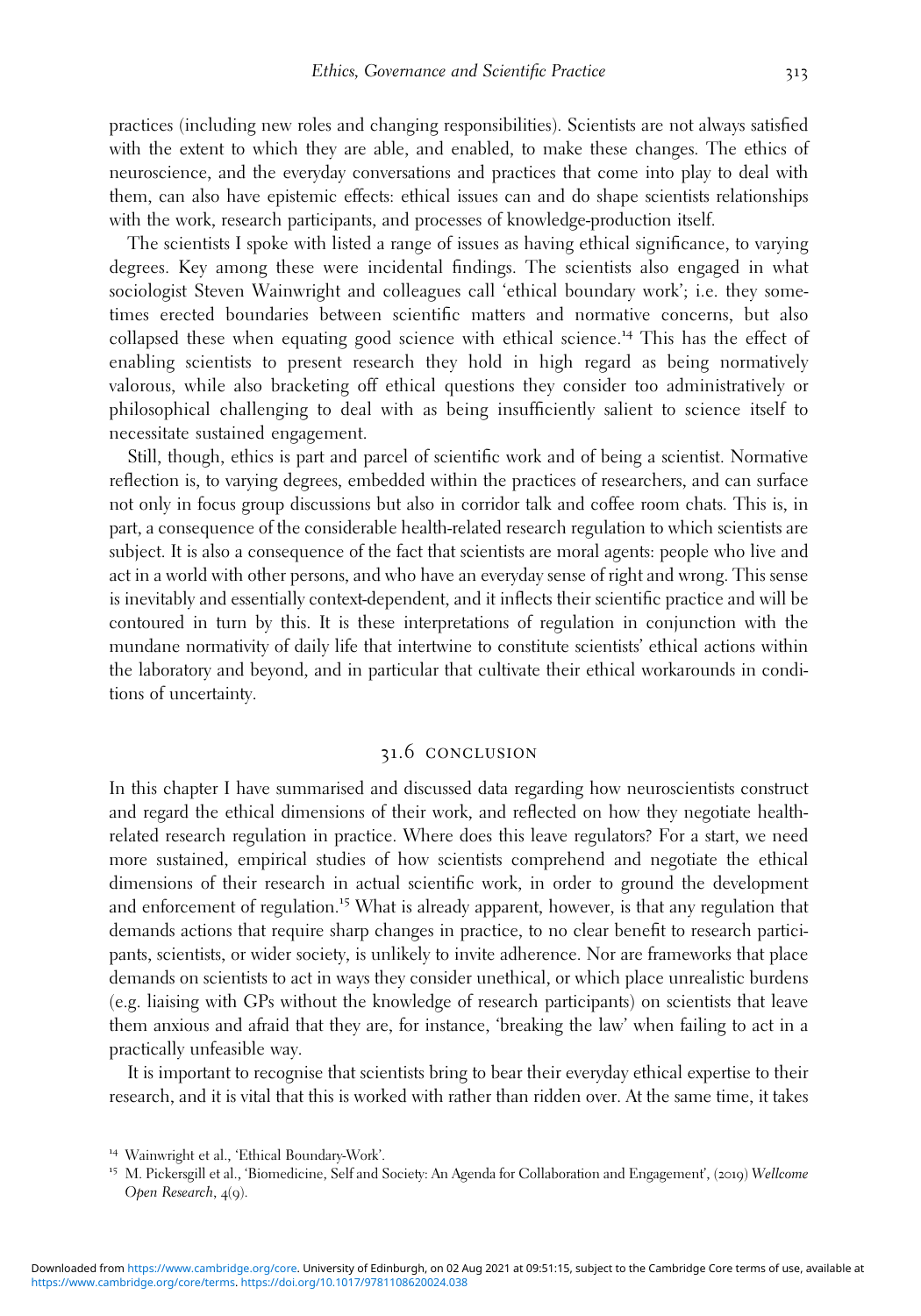practices (including new roles and changing responsibilities). Scientists are not always satisfied with the extent to which they are able, and enabled, to make these changes. The ethics of neuroscience, and the everyday conversations and practices that come into play to deal with them, can also have epistemic effects: ethical issues can and do shape scientists relationships with the work, research participants, and processes of knowledge-production itself.

The scientists I spoke with listed a range of issues as having ethical significance, to varying degrees. Key among these were incidental findings. The scientists also engaged in what sociologist Steven Wainwright and colleagues call 'ethical boundary work'; i.e. they sometimes erected boundaries between scientific matters and normative concerns, but also collapsed these when equating good science with ethical science.[14] This has the effect of enabling scientists to present research they hold in high regard as being normatively valorous, while also bracketing off ethical questions they consider too administratively or philosophical challenging to deal with as being insufficiently salient to science itself to necessitate sustained engagement.

Still, though, ethics is part and parcel of scientific work and of being a scientist. Normative reflection is, to varying degrees, embedded within the practices of researchers, and can surface not only in focus group discussions but also in corridor talk and coffee room chats. This is, in part, a consequence of the considerable health-related research regulation to which scientists are subject. It is also a consequence of the fact that scientists are moral agents: people who live and act in a world with other persons, and who have an everyday sense of right and wrong. This sense is inevitably and essentially context-dependent, and it inflects their scientific practice and will be contoured in turn by this. It is these interpretations of regulation in conjunction with the mundane normativity of daily life that intertwine to constitute scientists' ethical actions within the laboratory and beyond, and in particular that cultivate their ethical workarounds in conditions of uncertainty.

## 31.6 CONCLUSION

In this chapter I have summarised and discussed data regarding how neuroscientists construct and regard the ethical dimensions of their work, and reflected on how they negotiate health-related research regulation in practice. Where does this leave regulators? For a start, we need more sustained, empirical studies of how scientists comprehend and negotiate the ethical dimensions of their research in actual scientific work, in order to ground the development and enforcement of regulation.[15] What is already apparent, however, is that any regulation that demands actions that require sharp changes in practice, to no clear benefit to research participants, scientists, or wider society, is unlikely to invite adherence. Nor are frameworks that place demands on scientists to act in ways they consider unethical, or which place unrealistic burdens (e.g. liaising with GPs without the knowledge of research participants) on scientists that leave them anxious and afraid that they are, for instance, 'breaking the law' when failing to act in a practically unfeasible way.

It is important to recognise that scientists bring to bear their everyday ethical expertise to their research, and it is vital that this is worked with rather than ridden over. At the same time, it takes

---

[14] Wainwright et al., 'Ethical Boundary-Work'.

[15] M. Pickersgill et al., 'Biomedicine, Self and Society: An Agenda for Collaboration and Engagement', (2019) *Wellcome Open Research*, 4(9).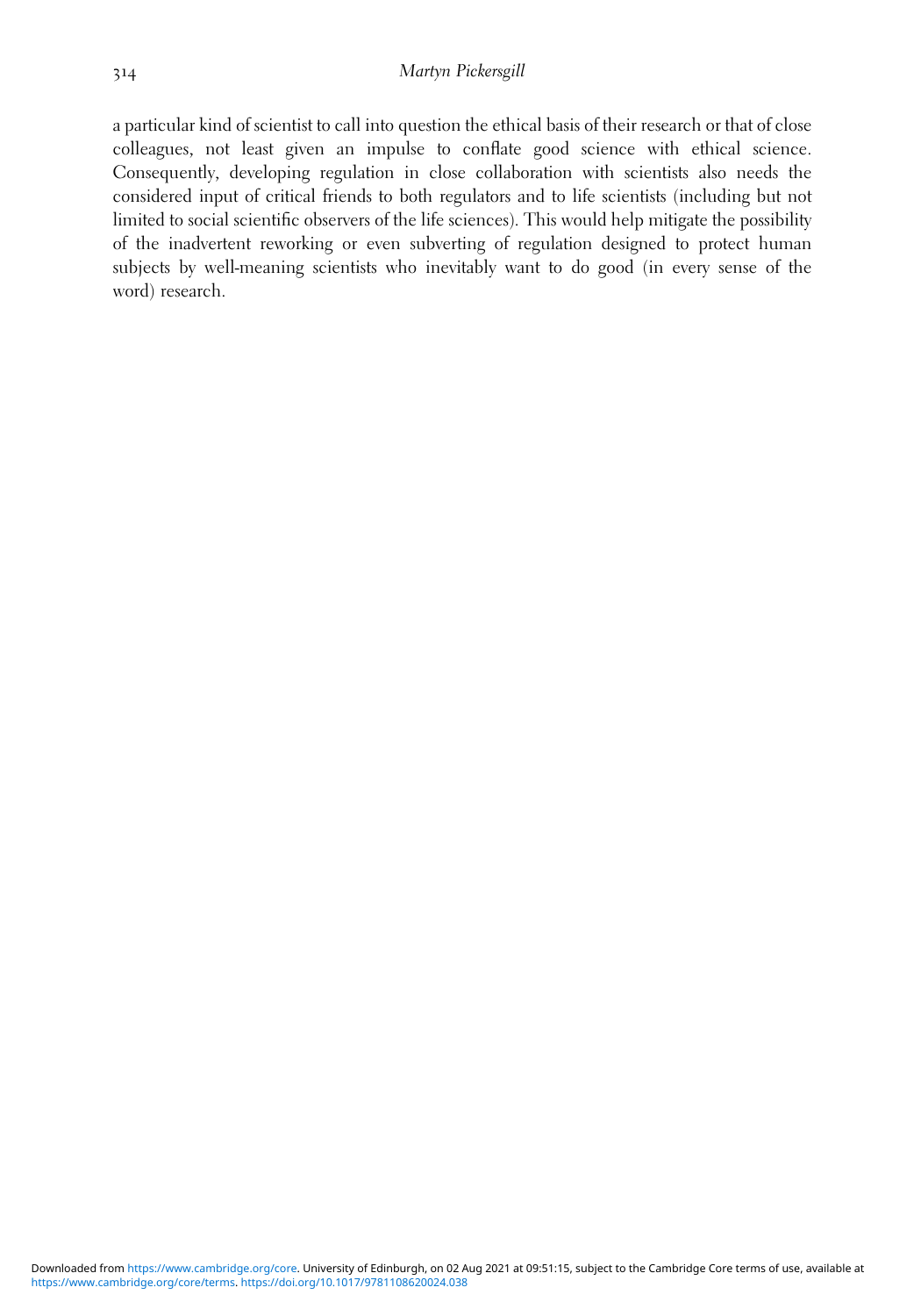a particular kind of scientist to call into question the ethical basis of their research or that of close colleagues, not least given an impulse to conflate good science with ethical science. Consequently, developing regulation in close collaboration with scientists also needs the considered input of critical friends to both regulators and to life scientists (including but not limited to social scientific observers of the life sciences). This would help mitigate the possibility of the inadvertent reworking or even subverting of regulation designed to protect human subjects by well-meaning scientists who inevitably want to do good (in every sense of the word) research.